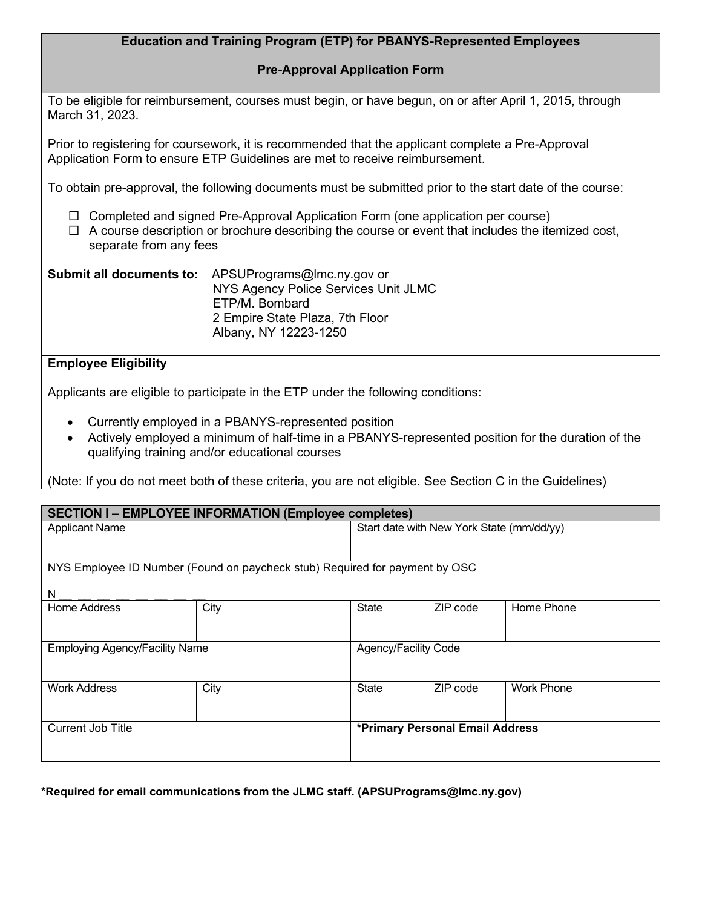# Education and Training Program (ETP) for PBANYS-Represented Employees

## Pre-Approval Application Form

To be eligible for reimbursement, courses must begin, or have begun, on or after April 1, 2015, through March 31, 2023.

Prior to registering for coursework, it is recommended that the applicant complete a Pre-Approval Application Form to ensure ETP Guidelines are met to receive reimbursement.

To obtain pre-approval, the following documents must be submitted prior to the start date of the course:

- ☐ Completed and signed Pre-Approval Application Form (one application per course)
- ☐ A course description or brochure describing the course or event that includes the itemized cost, separate from any fees

**Submit all documents to:** APSUPrograms@lmc.ny.gov or
NYS Agency Police Services Unit JLMC
ETP/M. Bombard
2 Empire State Plaza, 7th Floor
Albany, NY 12223-1250

**Employee Eligibility**

Applicants are eligible to participate in the ETP under the following conditions:

- Currently employed in a PBANYS-represented position
- Actively employed a minimum of half-time in a PBANYS-represented position for the duration of the qualifying training and/or educational courses

(Note: If you do not meet both of these criteria, you are not eligible. See Section C in the Guidelines)

**SECTION I – EMPLOYEE INFORMATION (Employee completes)**

| Applicant Name | | Start date with New York State (mm/dd/yy) | | |
|---|---|---|---|---|
| NYS Employee ID Number (Found on paycheck stub) Required for payment by OSC<br>N __ __ __ __ __ __ __ __ __ | | | | |
| Home Address | City | State | ZIP code | Home Phone |
| Employing Agency/Facility Name | | Agency/Facility Code | | |
| Work Address | City | State | ZIP code | Work Phone |
| Current Job Title | | **\*Primary Personal Email Address** | | |

**\*Required for email communications from the JLMC staff. (APSUPrograms@lmc.ny.gov)**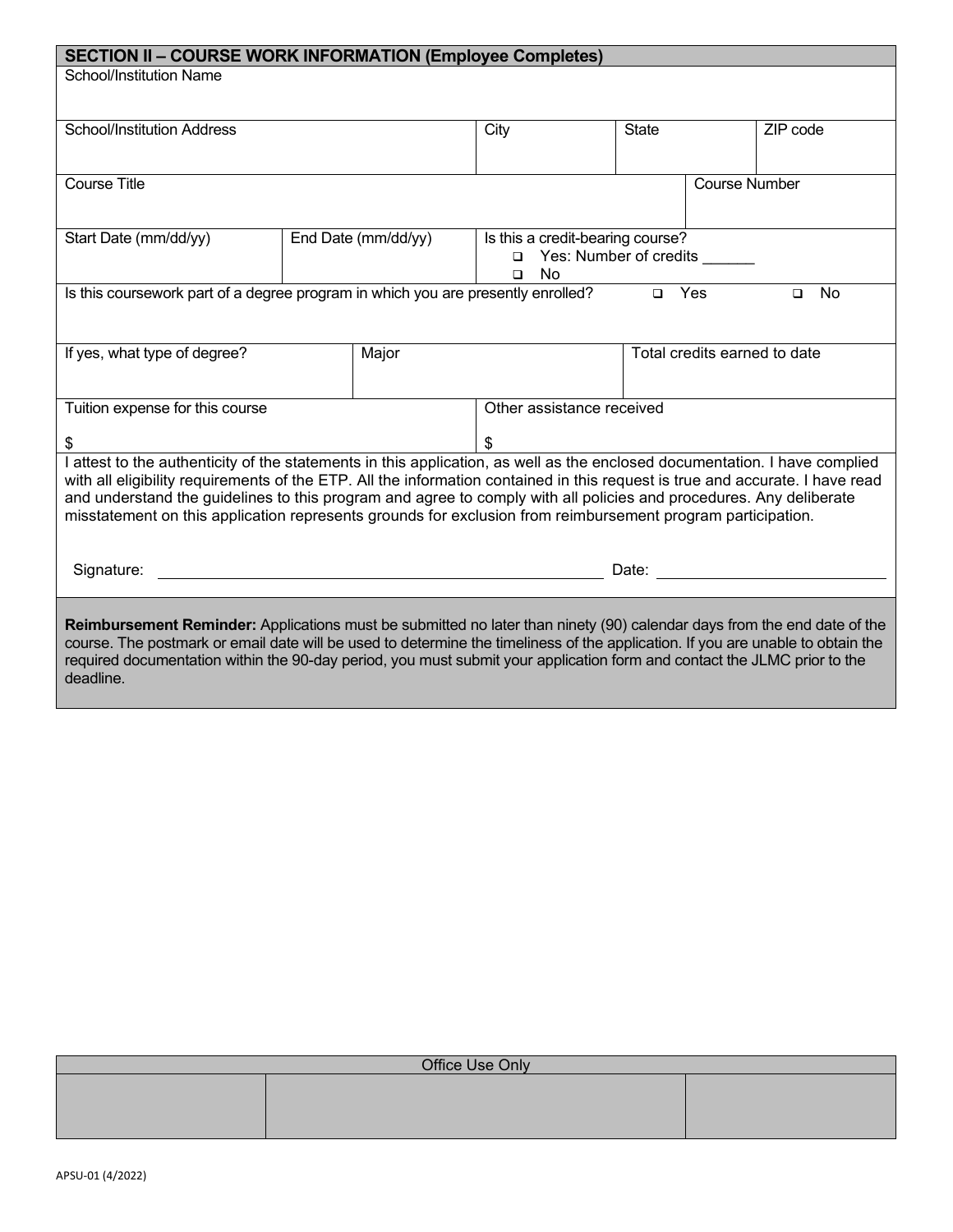## SECTION II – COURSE WORK INFORMATION (Employee Completes)

School/Institution Name

| School/Institution Address | City | State | ZIP code |
|---|---|---|---|
| | | | |

| Course Title | Course Number |
|---|---|
| | |

| Start Date (mm/dd/yy) | End Date (mm/dd/yy) | Is this a credit-bearing course? |
|---|---|---|
| | | ❑ Yes: Number of credits ______ <br> ❑ No |

Is this coursework part of a degree program in which you are presently enrolled? ❑ Yes ❑ No

| If yes, what type of degree? | Major | Total credits earned to date |
|---|---|---|
| | | |

| Tuition expense for this course | Other assistance received |
|---|---|
| $ | $ |

I attest to the authenticity of the statements in this application, as well as the enclosed documentation. I have complied with all eligibility requirements of the ETP. All the information contained in this request is true and accurate. I have read and understand the guidelines to this program and agree to comply with all policies and procedures. Any deliberate misstatement on this application represents grounds for exclusion from reimbursement program participation.

Signature: ______________________________ Date: ______________________

**Reimbursement Reminder:** Applications must be submitted no later than ninety (90) calendar days from the end date of the course. The postmark or email date will be used to determine the timeliness of the application. If you are unable to obtain the required documentation within the 90-day period, you must submit your application form and contact the JLMC prior to the deadline.

| Office Use Only | | |
|---|---|---|
| | | |

APSU-01 (4/2022)